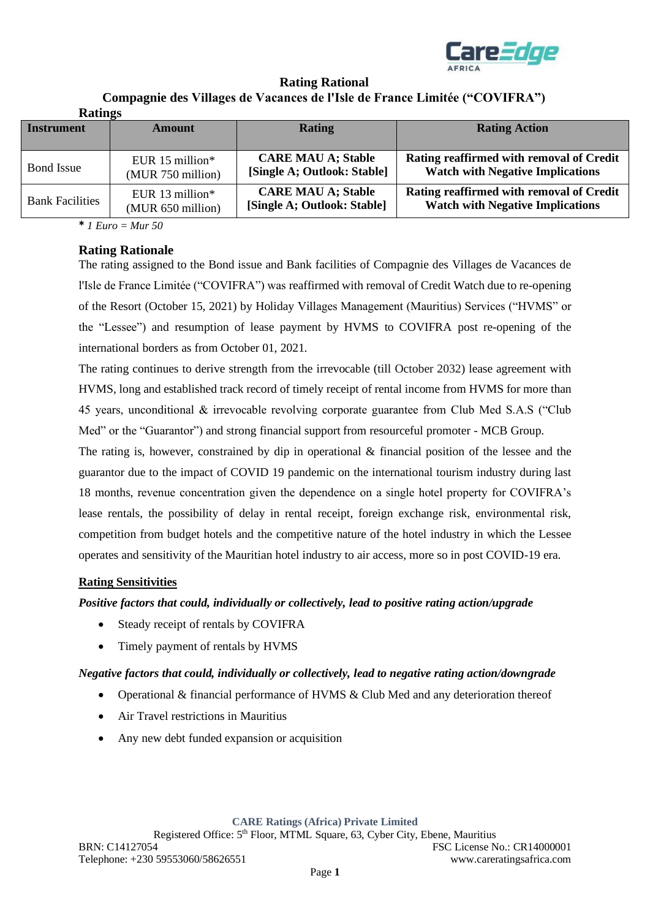# Rating Rational

## Compagnie des Villages de Vacances de l'Isle de France Limitée ("COVIFRA")

**Ratings**

| Instrument | Amount | Rating | Rating Action |
|---|---|---|---|
| Bond Issue | EUR 15 million* (MUR 750 million) | **CARE MAU A; Stable [Single A; Outlook: Stable]** | **Rating reaffirmed with removal of Credit Watch with Negative Implications** |
| Bank Facilities | EUR 13 million* (MUR 650 million) | **CARE MAU A; Stable [Single A; Outlook: Stable]** | **Rating reaffirmed with removal of Credit Watch with Negative Implications** |

**\*** *1 Euro = Mur 50*

## Rating Rationale

The rating assigned to the Bond issue and Bank facilities of Compagnie des Villages de Vacances de l'Isle de France Limitée ("COVIFRA") was reaffirmed with removal of Credit Watch due to re-opening of the Resort (October 15, 2021) by Holiday Villages Management (Mauritius) Services ("HVMS" or the "Lessee") and resumption of lease payment by HVMS to COVIFRA post re-opening of the international borders as from October 01, 2021.

The rating continues to derive strength from the irrevocable (till October 2032) lease agreement with HVMS, long and established track record of timely receipt of rental income from HVMS for more than 45 years, unconditional & irrevocable revolving corporate guarantee from Club Med S.A.S ("Club Med" or the "Guarantor") and strong financial support from resourceful promoter - MCB Group.

The rating is, however, constrained by dip in operational & financial position of the lessee and the guarantor due to the impact of COVID 19 pandemic on the international tourism industry during last 18 months, revenue concentration given the dependence on a single hotel property for COVIFRA's lease rentals, the possibility of delay in rental receipt, foreign exchange risk, environmental risk, competition from budget hotels and the competitive nature of the hotel industry in which the Lessee operates and sensitivity of the Mauritian hotel industry to air access, more so in post COVID-19 era.

### Rating Sensitivities

***Positive factors that could, individually or collectively, lead to positive rating action/upgrade***

- Steady receipt of rentals by COVIFRA
- Timely payment of rentals by HVMS

***Negative factors that could, individually or collectively, lead to negative rating action/downgrade***

- Operational & financial performance of HVMS & Club Med and any deterioration thereof
- Air Travel restrictions in Mauritius
- Any new debt funded expansion or acquisition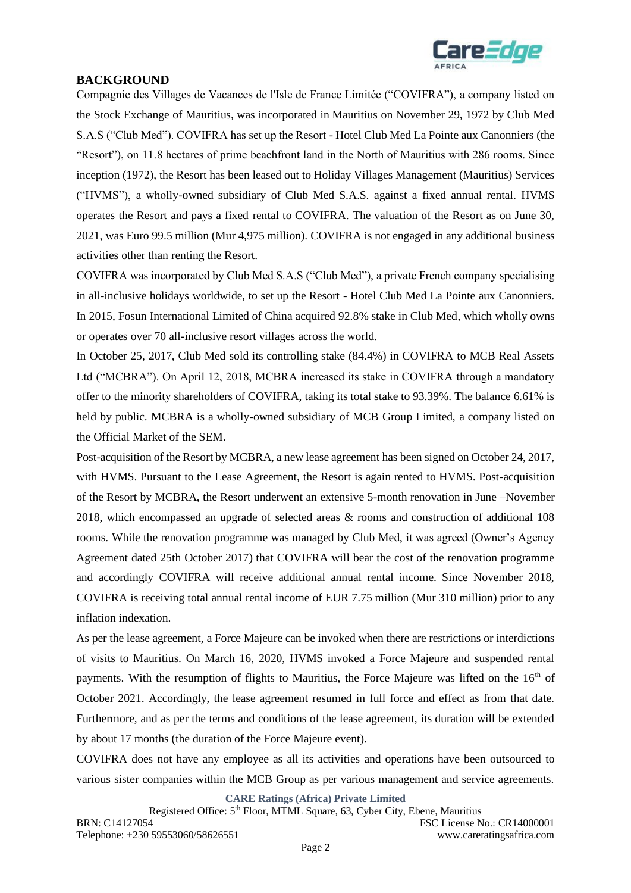## BACKGROUND

Compagnie des Villages de Vacances de l'Isle de France Limitée ("COVIFRA"), a company listed on the Stock Exchange of Mauritius, was incorporated in Mauritius on November 29, 1972 by Club Med S.A.S ("Club Med"). COVIFRA has set up the Resort - Hotel Club Med La Pointe aux Canonniers (the "Resort"), on 11.8 hectares of prime beachfront land in the North of Mauritius with 286 rooms. Since inception (1972), the Resort has been leased out to Holiday Villages Management (Mauritius) Services ("HVMS"), a wholly-owned subsidiary of Club Med S.A.S. against a fixed annual rental. HVMS operates the Resort and pays a fixed rental to COVIFRA. The valuation of the Resort as on June 30, 2021, was Euro 99.5 million (Mur 4,975 million). COVIFRA is not engaged in any additional business activities other than renting the Resort.

COVIFRA was incorporated by Club Med S.A.S ("Club Med"), a private French company specialising in all-inclusive holidays worldwide, to set up the Resort - Hotel Club Med La Pointe aux Canonniers. In 2015, Fosun International Limited of China acquired 92.8% stake in Club Med, which wholly owns or operates over 70 all-inclusive resort villages across the world.

In October 25, 2017, Club Med sold its controlling stake (84.4%) in COVIFRA to MCB Real Assets Ltd ("MCBRA"). On April 12, 2018, MCBRA increased its stake in COVIFRA through a mandatory offer to the minority shareholders of COVIFRA, taking its total stake to 93.39%. The balance 6.61% is held by public. MCBRA is a wholly-owned subsidiary of MCB Group Limited, a company listed on the Official Market of the SEM.

Post-acquisition of the Resort by MCBRA, a new lease agreement has been signed on October 24, 2017, with HVMS. Pursuant to the Lease Agreement, the Resort is again rented to HVMS. Post-acquisition of the Resort by MCBRA, the Resort underwent an extensive 5-month renovation in June –November 2018, which encompassed an upgrade of selected areas & rooms and construction of additional 108 rooms. While the renovation programme was managed by Club Med, it was agreed (Owner's Agency Agreement dated 25th October 2017) that COVIFRA will bear the cost of the renovation programme and accordingly COVIFRA will receive additional annual rental income. Since November 2018, COVIFRA is receiving total annual rental income of EUR 7.75 million (Mur 310 million) prior to any inflation indexation.

As per the lease agreement, a Force Majeure can be invoked when there are restrictions or interdictions of visits to Mauritius. On March 16, 2020, HVMS invoked a Force Majeure and suspended rental payments. With the resumption of flights to Mauritius, the Force Majeure was lifted on the 16th of October 2021. Accordingly, the lease agreement resumed in full force and effect as from that date. Furthermore, and as per the terms and conditions of the lease agreement, its duration will be extended by about 17 months (the duration of the Force Majeure event).

COVIFRA does not have any employee as all its activities and operations have been outsourced to various sister companies within the MCB Group as per various management and service agreements.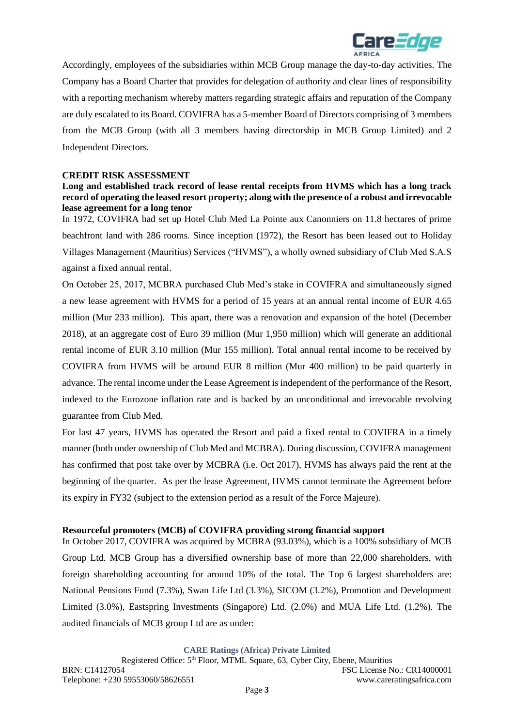Accordingly, employees of the subsidiaries within MCB Group manage the day-to-day activities. The Company has a Board Charter that provides for delegation of authority and clear lines of responsibility with a reporting mechanism whereby matters regarding strategic affairs and reputation of the Company are duly escalated to its Board. COVIFRA has a 5-member Board of Directors comprising of 3 members from the MCB Group (with all 3 members having directorship in MCB Group Limited) and 2 Independent Directors.

## CREDIT RISK ASSESSMENT

**Long and established track record of lease rental receipts from HVMS which has a long track record of operating the leased resort property; along with the presence of a robust and irrevocable lease agreement for a long tenor**

In 1972, COVIFRA had set up Hotel Club Med La Pointe aux Canonniers on 11.8 hectares of prime beachfront land with 286 rooms. Since inception (1972), the Resort has been leased out to Holiday Villages Management (Mauritius) Services ("HVMS"), a wholly owned subsidiary of Club Med S.A.S against a fixed annual rental.

On October 25, 2017, MCBRA purchased Club Med's stake in COVIFRA and simultaneously signed a new lease agreement with HVMS for a period of 15 years at an annual rental income of EUR 4.65 million (Mur 233 million). This apart, there was a renovation and expansion of the hotel (December 2018), at an aggregate cost of Euro 39 million (Mur 1,950 million) which will generate an additional rental income of EUR 3.10 million (Mur 155 million). Total annual rental income to be received by COVIFRA from HVMS will be around EUR 8 million (Mur 400 million) to be paid quarterly in advance. The rental income under the Lease Agreement is independent of the performance of the Resort, indexed to the Eurozone inflation rate and is backed by an unconditional and irrevocable revolving guarantee from Club Med.

For last 47 years, HVMS has operated the Resort and paid a fixed rental to COVIFRA in a timely manner (both under ownership of Club Med and MCBRA). During discussion, COVIFRA management has confirmed that post take over by MCBRA (i.e. Oct 2017), HVMS has always paid the rent at the beginning of the quarter. As per the lease Agreement, HVMS cannot terminate the Agreement before its expiry in FY32 (subject to the extension period as a result of the Force Majeure).

**Resourceful promoters (MCB) of COVIFRA providing strong financial support**

In October 2017, COVIFRA was acquired by MCBRA (93.03%), which is a 100% subsidiary of MCB Group Ltd. MCB Group has a diversified ownership base of more than 22,000 shareholders, with foreign shareholding accounting for around 10% of the total. The Top 6 largest shareholders are: National Pensions Fund (7.3%), Swan Life Ltd (3.3%), SICOM (3.2%), Promotion and Development Limited (3.0%), Eastspring Investments (Singapore) Ltd. (2.0%) and MUA Life Ltd. (1.2%). The audited financials of MCB group Ltd are as under: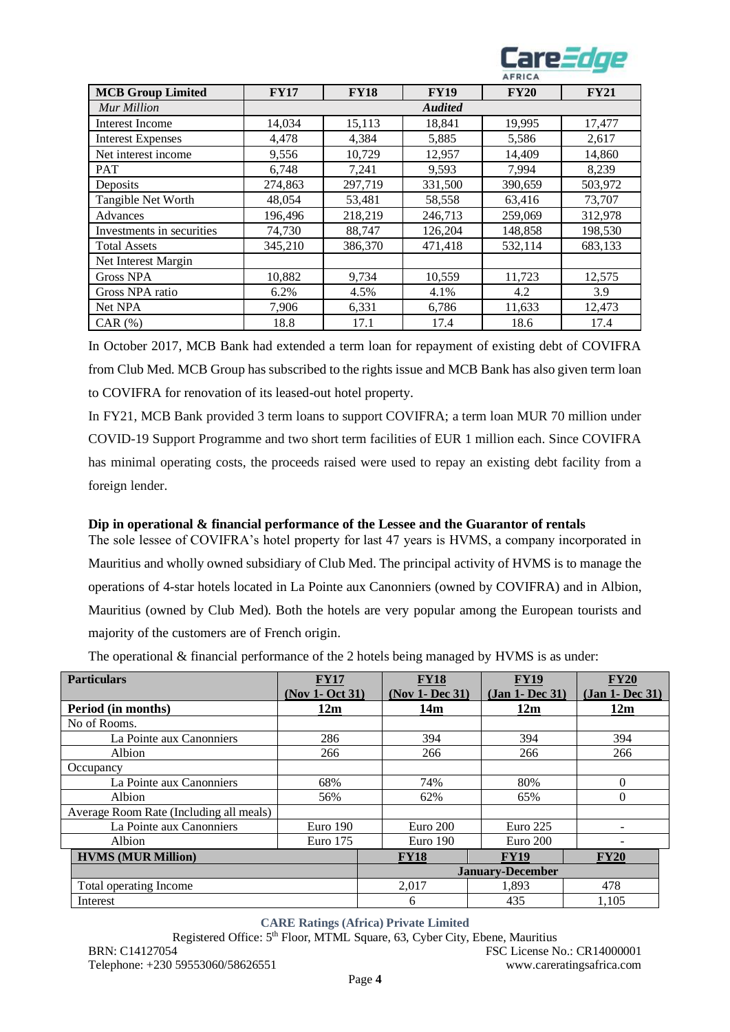| MCB Group Limited | FY17 | FY18 | FY19 | FY20 | FY21 |
|---|---|---|---|---|---|
| *Mur Million* | | | *Audited* | | |
| Interest Income | 14,034 | 15,113 | 18,841 | 19,995 | 17,477 |
| Interest Expenses | 4,478 | 4,384 | 5,885 | 5,586 | 2,617 |
| Net interest income | 9,556 | 10,729 | 12,957 | 14,409 | 14,860 |
| PAT | 6,748 | 7,241 | 9,593 | 7,994 | 8,239 |
| Deposits | 274,863 | 297,719 | 331,500 | 390,659 | 503,972 |
| Tangible Net Worth | 48,054 | 53,481 | 58,558 | 63,416 | 73,707 |
| Advances | 196,496 | 218,219 | 246,713 | 259,069 | 312,978 |
| Investments in securities | 74,730 | 88,747 | 126,204 | 148,858 | 198,530 |
| Total Assets | 345,210 | 386,370 | 471,418 | 532,114 | 683,133 |
| Net Interest Margin | | | | | |
| Gross NPA | 10,882 | 9,734 | 10,559 | 11,723 | 12,575 |
| Gross NPA ratio | 6.2% | 4.5% | 4.1% | 4.2 | 3.9 |
| Net NPA | 7,906 | 6,331 | 6,786 | 11,633 | 12,473 |
| CAR (%) | 18.8 | 17.1 | 17.4 | 18.6 | 17.4 |

In October 2017, MCB Bank had extended a term loan for repayment of existing debt of COVIFRA from Club Med. MCB Group has subscribed to the rights issue and MCB Bank has also given term loan to COVIFRA for renovation of its leased-out hotel property.

In FY21, MCB Bank provided 3 term loans to support COVIFRA; a term loan MUR 70 million under COVID-19 Support Programme and two short term facilities of EUR 1 million each. Since COVIFRA has minimal operating costs, the proceeds raised were used to repay an existing debt facility from a foreign lender.

**Dip in operational & financial performance of the Lessee and the Guarantor of rentals**

The sole lessee of COVIFRA's hotel property for last 47 years is HVMS, a company incorporated in Mauritius and wholly owned subsidiary of Club Med. The principal activity of HVMS is to manage the operations of 4-star hotels located in La Pointe aux Canonniers (owned by COVIFRA) and in Albion, Mauritius (owned by Club Med). Both the hotels are very popular among the European tourists and majority of the customers are of French origin.

The operational & financial performance of the 2 hotels being managed by HVMS is as under:

| Particulars | FY17 (Nov 1- Oct 31) | FY18 (Nov 1- Dec 31) | FY19 (Jan 1- Dec 31) | FY20 (Jan 1- Dec 31) |
|---|---|---|---|---|
| **Period (in months)** | **12m** | **14m** | **12m** | **12m** |
| No of Rooms. | | | | |
| La Pointe aux Canonniers | 286 | 394 | 394 | 394 |
| Albion | 266 | 266 | 266 | 266 |
| Occupancy | | | | |
| La Pointe aux Canonniers | 68% | 74% | 80% | 0 |
| Albion | 56% | 62% | 65% | 0 |
| Average Room Rate (Including all meals) | | | | |
| La Pointe aux Canonniers | Euro 190 | Euro 200 | Euro 225 | - |
| Albion | Euro 175 | Euro 190 | Euro 200 | - |

| HVMS (MUR Million) | FY18 | FY19 | FY20 |
|---|---|---|---|
| | | January-December | |
| Total operating Income | 2,017 | 1,893 | 478 |
| Interest | 6 | 435 | 1,105 |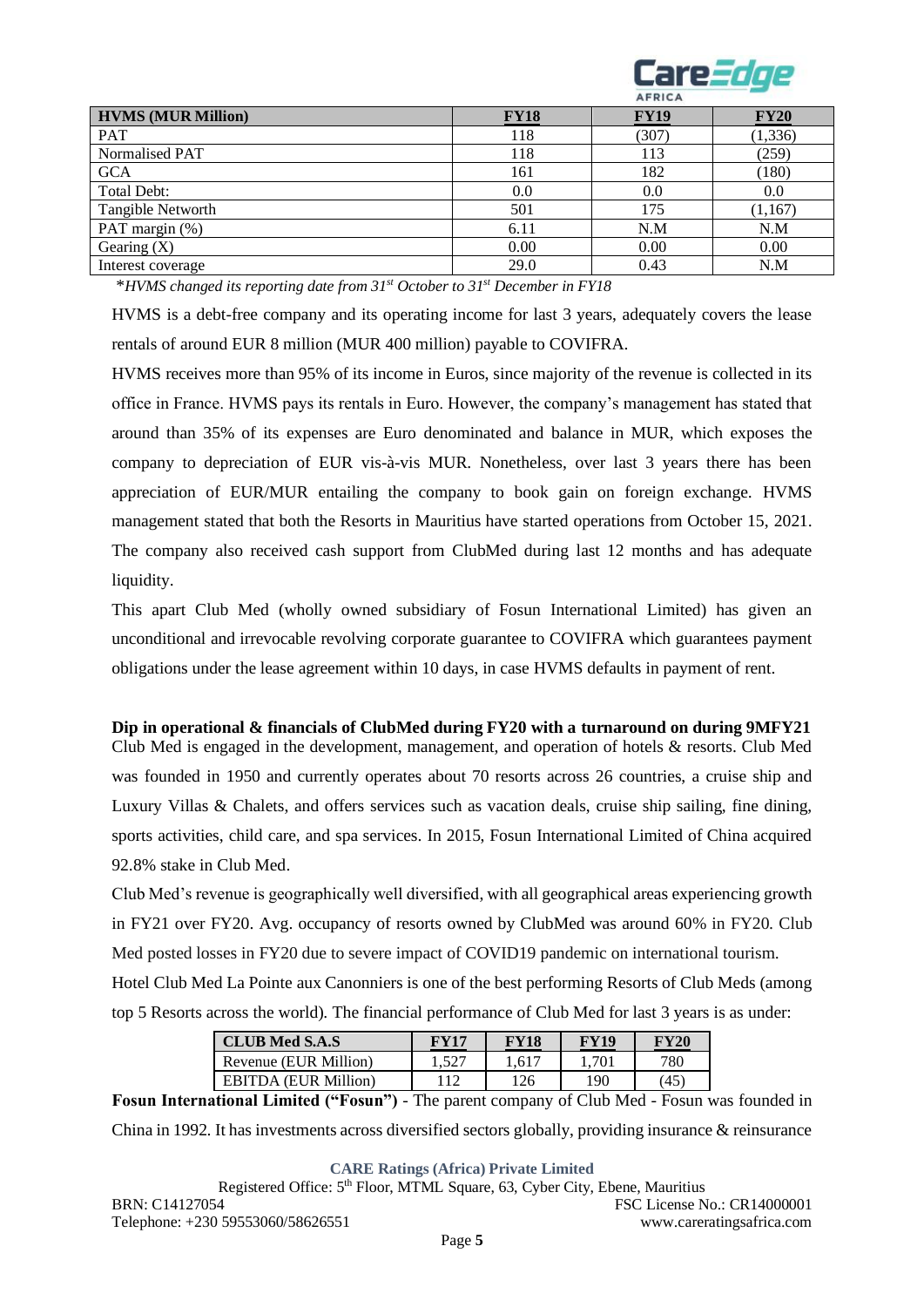| HVMS (MUR Million) | FY18 | FY19 | FY20 |
|---|---|---|---|
| PAT | 118 | (307) | (1,336) |
| Normalised PAT | 118 | 113 | (259) |
| GCA | 161 | 182 | (180) |
| Total Debt: | 0.0 | 0.0 | 0.0 |
| Tangible Networth | 501 | 175 | (1,167) |
| PAT margin (%) | 6.11 | N.M | N.M |
| Gearing (X) | 0.00 | 0.00 | 0.00 |
| Interest coverage | 29.0 | 0.43 | N.M |

*\*HVMS changed its reporting date from 31st October to 31st December in FY18*

HVMS is a debt-free company and its operating income for last 3 years, adequately covers the lease rentals of around EUR 8 million (MUR 400 million) payable to COVIFRA.

HVMS receives more than 95% of its income in Euros, since majority of the revenue is collected in its office in France. HVMS pays its rentals in Euro. However, the company's management has stated that around than 35% of its expenses are Euro denominated and balance in MUR, which exposes the company to depreciation of EUR vis-à-vis MUR. Nonetheless, over last 3 years there has been appreciation of EUR/MUR entailing the company to book gain on foreign exchange. HVMS management stated that both the Resorts in Mauritius have started operations from October 15, 2021. The company also received cash support from ClubMed during last 12 months and has adequate liquidity.

This apart Club Med (wholly owned subsidiary of Fosun International Limited) has given an unconditional and irrevocable revolving corporate guarantee to COVIFRA which guarantees payment obligations under the lease agreement within 10 days, in case HVMS defaults in payment of rent.

**Dip in operational & financials of ClubMed during FY20 with a turnaround on during 9MFY21**

Club Med is engaged in the development, management, and operation of hotels & resorts. Club Med was founded in 1950 and currently operates about 70 resorts across 26 countries, a cruise ship and Luxury Villas & Chalets, and offers services such as vacation deals, cruise ship sailing, fine dining, sports activities, child care, and spa services. In 2015, Fosun International Limited of China acquired 92.8% stake in Club Med.

Club Med's revenue is geographically well diversified, with all geographical areas experiencing growth in FY21 over FY20. Avg. occupancy of resorts owned by ClubMed was around 60% in FY20. Club Med posted losses in FY20 due to severe impact of COVID19 pandemic on international tourism.

Hotel Club Med La Pointe aux Canonniers is one of the best performing Resorts of Club Meds (among top 5 Resorts across the world). The financial performance of Club Med for last 3 years is as under:

| CLUB Med S.A.S | FY17 | FY18 | FY19 | FY20 |
|---|---|---|---|---|
| Revenue (EUR Million) | 1,527 | 1,617 | 1,701 | 780 |
| EBITDA (EUR Million) | 112 | 126 | 190 | (45) |

**Fosun International Limited ("Fosun")** - The parent company of Club Med - Fosun was founded in China in 1992. It has investments across diversified sectors globally, providing insurance & reinsurance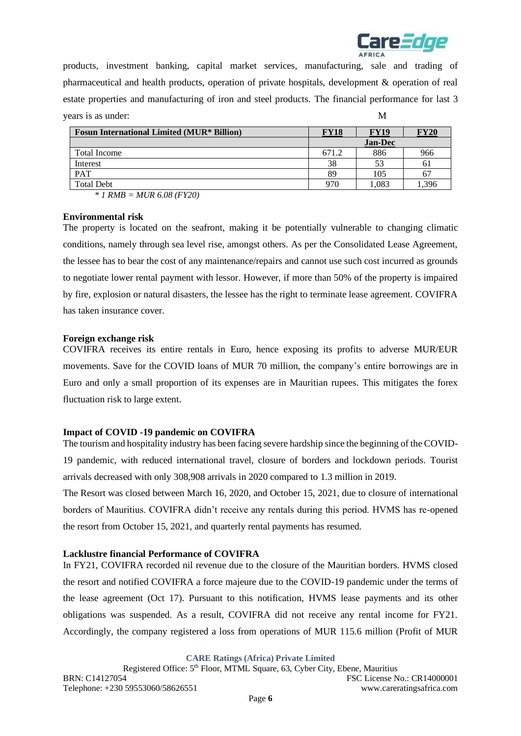products, investment banking, capital market services, manufacturing, sale and trading of pharmaceutical and health products, operation of private hospitals, development & operation of real estate properties and manufacturing of iron and steel products. The financial performance for last 3 years is as under: M

| Fosun International Limited (MUR* Billion) | FY18 | FY19 | FY20 |
|---|---|---|---|
| | | Jan-Dec | |
| Total Income | 671.2 | 886 | 966 |
| Interest | 38 | 53 | 61 |
| PAT | 89 | 105 | 67 |
| Total Debt | 970 | 1,083 | 1,396 |

*\* 1 RMB = MUR 6.08 (FY20)*

**Environmental risk**

The property is located on the seafront, making it be potentially vulnerable to changing climatic conditions, namely through sea level rise, amongst others. As per the Consolidated Lease Agreement, the lessee has to bear the cost of any maintenance/repairs and cannot use such cost incurred as grounds to negotiate lower rental payment with lessor. However, if more than 50% of the property is impaired by fire, explosion or natural disasters, the lessee has the right to terminate lease agreement. COVIFRA has taken insurance cover.

**Foreign exchange risk**

COVIFRA receives its entire rentals in Euro, hence exposing its profits to adverse MUR/EUR movements. Save for the COVID loans of MUR 70 million, the company's entire borrowings are in Euro and only a small proportion of its expenses are in Mauritian rupees. This mitigates the forex fluctuation risk to large extent.

**Impact of COVID -19 pandemic on COVIFRA**

The tourism and hospitality industry has been facing severe hardship since the beginning of the COVID-19 pandemic, with reduced international travel, closure of borders and lockdown periods. Tourist arrivals decreased with only 308,908 arrivals in 2020 compared to 1.3 million in 2019.

The Resort was closed between March 16, 2020, and October 15, 2021, due to closure of international borders of Mauritius. COVIFRA didn't receive any rentals during this period. HVMS has re-opened the resort from October 15, 2021, and quarterly rental payments has resumed.

**Lacklustre financial Performance of COVIFRA**

In FY21, COVIFRA recorded nil revenue due to the closure of the Mauritian borders. HVMS closed the resort and notified COVIFRA a force majeure due to the COVID-19 pandemic under the terms of the lease agreement (Oct 17). Pursuant to this notification, HVMS lease payments and its other obligations was suspended. As a result, COVIFRA did not receive any rental income for FY21. Accordingly, the company registered a loss from operations of MUR 115.6 million (Profit of MUR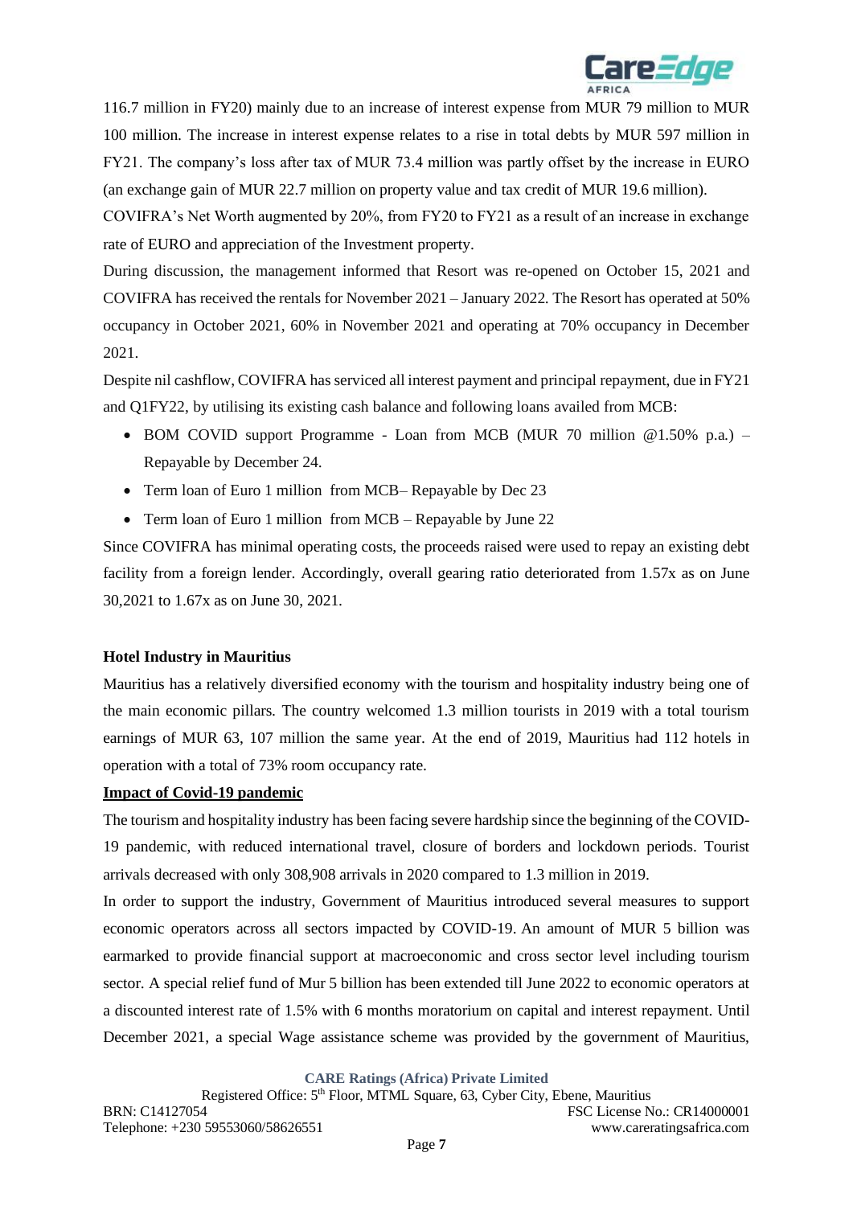116.7 million in FY20) mainly due to an increase of interest expense from MUR 79 million to MUR 100 million. The increase in interest expense relates to a rise in total debts by MUR 597 million in FY21. The company's loss after tax of MUR 73.4 million was partly offset by the increase in EURO (an exchange gain of MUR 22.7 million on property value and tax credit of MUR 19.6 million).

COVIFRA's Net Worth augmented by 20%, from FY20 to FY21 as a result of an increase in exchange rate of EURO and appreciation of the Investment property.

During discussion, the management informed that Resort was re-opened on October 15, 2021 and COVIFRA has received the rentals for November 2021 – January 2022. The Resort has operated at 50% occupancy in October 2021, 60% in November 2021 and operating at 70% occupancy in December 2021.

Despite nil cashflow, COVIFRA has serviced all interest payment and principal repayment, due in FY21 and Q1FY22, by utilising its existing cash balance and following loans availed from MCB:

- BOM COVID support Programme - Loan from MCB (MUR 70 million @1.50% p.a.) – Repayable by December 24.
- Term loan of Euro 1 million from MCB– Repayable by Dec 23
- Term loan of Euro 1 million from MCB – Repayable by June 22

Since COVIFRA has minimal operating costs, the proceeds raised were used to repay an existing debt facility from a foreign lender. Accordingly, overall gearing ratio deteriorated from 1.57x as on June 30,2021 to 1.67x as on June 30, 2021.

**Hotel Industry in Mauritius**

Mauritius has a relatively diversified economy with the tourism and hospitality industry being one of the main economic pillars. The country welcomed 1.3 million tourists in 2019 with a total tourism earnings of MUR 63, 107 million the same year. At the end of 2019, Mauritius had 112 hotels in operation with a total of 73% room occupancy rate.

**Impact of Covid-19 pandemic**

The tourism and hospitality industry has been facing severe hardship since the beginning of the COVID-19 pandemic, with reduced international travel, closure of borders and lockdown periods. Tourist arrivals decreased with only 308,908 arrivals in 2020 compared to 1.3 million in 2019.

In order to support the industry, Government of Mauritius introduced several measures to support economic operators across all sectors impacted by COVID-19. An amount of MUR 5 billion was earmarked to provide financial support at macroeconomic and cross sector level including tourism sector. A special relief fund of Mur 5 billion has been extended till June 2022 to economic operators at a discounted interest rate of 1.5% with 6 months moratorium on capital and interest repayment. Until December 2021, a special Wage assistance scheme was provided by the government of Mauritius,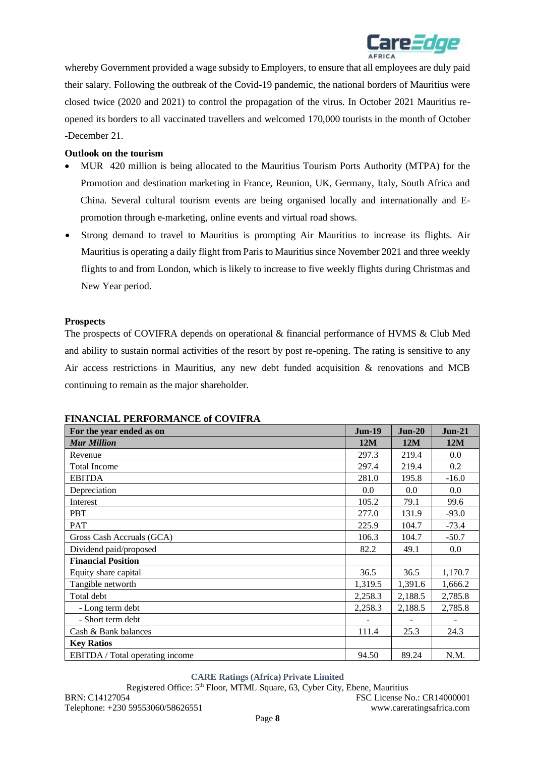whereby Government provided a wage subsidy to Employers, to ensure that all employees are duly paid their salary. Following the outbreak of the Covid-19 pandemic, the national borders of Mauritius were closed twice (2020 and 2021) to control the propagation of the virus. In October 2021 Mauritius re-opened its borders to all vaccinated travellers and welcomed 170,000 tourists in the month of October -December 21.

**Outlook on the tourism**

- MUR 420 million is being allocated to the Mauritius Tourism Ports Authority (MTPA) for the Promotion and destination marketing in France, Reunion, UK, Germany, Italy, South Africa and China. Several cultural tourism events are being organised locally and internationally and E-promotion through e-marketing, online events and virtual road shows.
- Strong demand to travel to Mauritius is prompting Air Mauritius to increase its flights. Air Mauritius is operating a daily flight from Paris to Mauritius since November 2021 and three weekly flights to and from London, which is likely to increase to five weekly flights during Christmas and New Year period.

**Prospects**

The prospects of COVIFRA depends on operational & financial performance of HVMS & Club Med and ability to sustain normal activities of the resort by post re-opening. The rating is sensitive to any Air access restrictions in Mauritius, any new debt funded acquisition & renovations and MCB continuing to remain as the major shareholder.

**FINANCIAL PERFORMANCE of COVIFRA**

| For the year ended as on | Jun-19 | Jun-20 | Jun-21 |
|---|---|---|---|
| ***Mur Million*** | **12M** | **12M** | **12M** |
| Revenue | 297.3 | 219.4 | 0.0 |
| Total Income | 297.4 | 219.4 | 0.2 |
| EBITDA | 281.0 | 195.8 | -16.0 |
| Depreciation | 0.0 | 0.0 | 0.0 |
| Interest | 105.2 | 79.1 | 99.6 |
| PBT | 277.0 | 131.9 | -93.0 |
| PAT | 225.9 | 104.7 | -73.4 |
| Gross Cash Accruals (GCA) | 106.3 | 104.7 | -50.7 |
| Dividend paid/proposed | 82.2 | 49.1 | 0.0 |
| **Financial Position** | | | |
| Equity share capital | 36.5 | 36.5 | 1,170.7 |
| Tangible networth | 1,319.5 | 1,391.6 | 1,666.2 |
| Total debt | 2,258.3 | 2,188.5 | 2,785.8 |
| - Long term debt | 2,258.3 | 2,188.5 | 2,785.8 |
| - Short term debt | - | - | - |
| Cash & Bank balances | 111.4 | 25.3 | 24.3 |
| **Key Ratios** | | | |
| EBITDA / Total operating income | 94.50 | 89.24 | N.M. |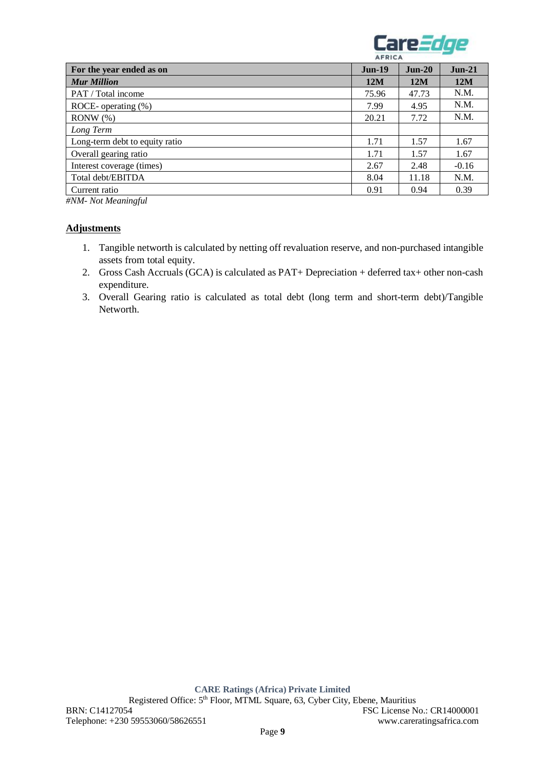| For the year ended as on | Jun-19 | Jun-20 | Jun-21 |
|---|---|---|---|
| ***Mur Million*** | **12M** | **12M** | **12M** |
| PAT / Total income | 75.96 | 47.73 | N.M. |
| ROCE- operating (%) | 7.99 | 4.95 | N.M. |
| RONW (%) | 20.21 | 7.72 | N.M. |
| *Long Term* | | | |
| Long-term debt to equity ratio | 1.71 | 1.57 | 1.67 |
| Overall gearing ratio | 1.71 | 1.57 | 1.67 |
| Interest coverage (times) | 2.67 | 2.48 | -0.16 |
| Total debt/EBITDA | 8.04 | 11.18 | N.M. |
| Current ratio | 0.91 | 0.94 | 0.39 |

*#NM- Not Meaningful*

## Adjustments

1. Tangible networth is calculated by netting off revaluation reserve, and non-purchased intangible assets from total equity.
2. Gross Cash Accruals (GCA) is calculated as PAT+ Depreciation + deferred tax+ other non-cash expenditure.
3. Overall Gearing ratio is calculated as total debt (long term and short-term debt)/Tangible Networth.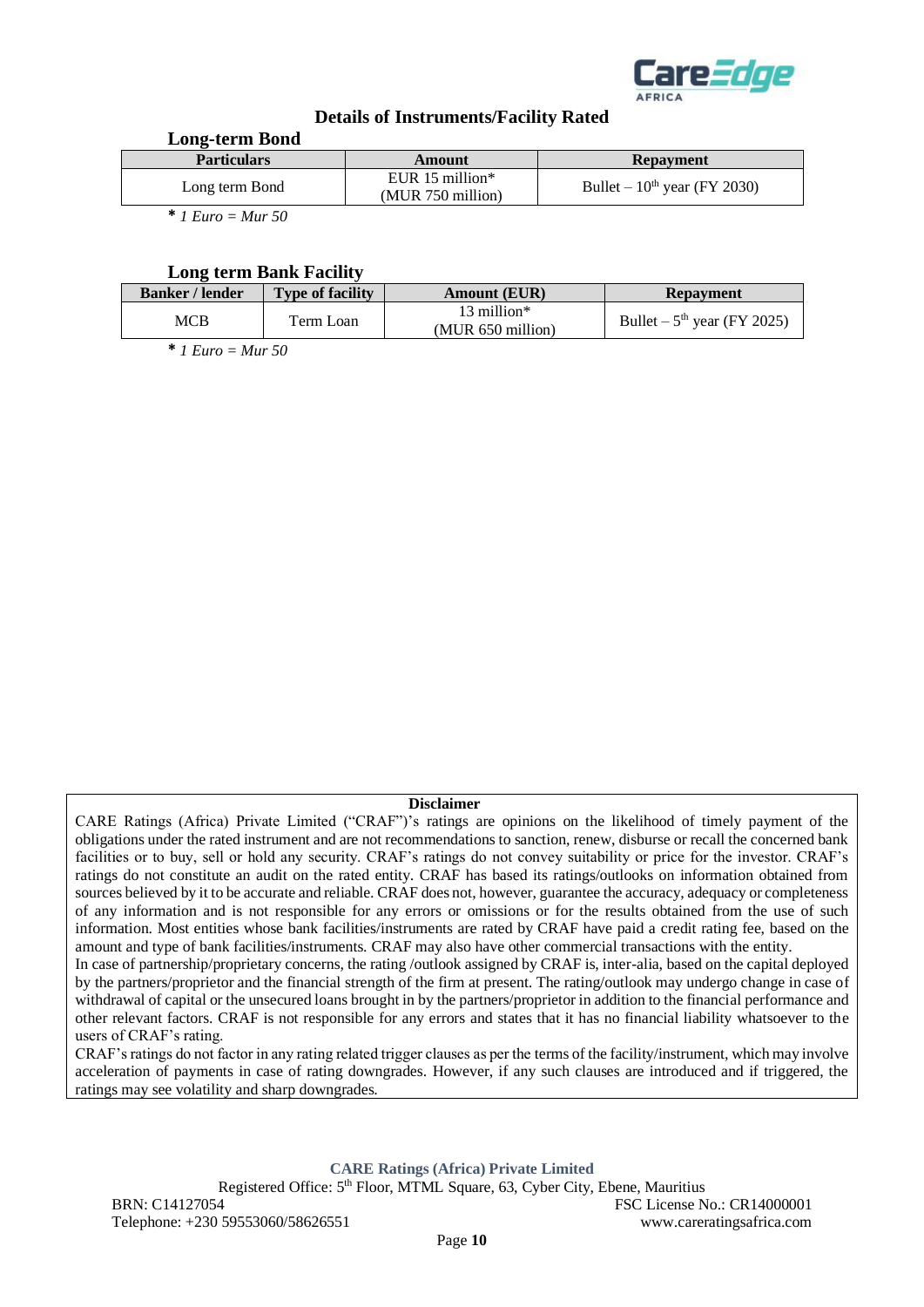## Details of Instruments/Facility Rated

### Long-term Bond

| Particulars | Amount | Repayment |
| --- | --- | --- |
| Long term Bond | EUR 15 million* (MUR 750 million) | Bullet – 10th year (FY 2030) |

*\* 1 Euro = Mur 50*

### Long term Bank Facility

| Banker / lender | Type of facility | Amount (EUR) | Repayment |
| --- | --- | --- | --- |
| MCB | Term Loan | 13 million* (MUR 650 million) | Bullet – 5th year (FY 2025) |

*\* 1 Euro = Mur 50*

**Disclaimer**

CARE Ratings (Africa) Private Limited ("CRAF")'s ratings are opinions on the likelihood of timely payment of the obligations under the rated instrument and are not recommendations to sanction, renew, disburse or recall the concerned bank facilities or to buy, sell or hold any security. CRAF's ratings do not convey suitability or price for the investor. CRAF's ratings do not constitute an audit on the rated entity. CRAF has based its ratings/outlooks on information obtained from sources believed by it to be accurate and reliable. CRAF does not, however, guarantee the accuracy, adequacy or completeness of any information and is not responsible for any errors or omissions or for the results obtained from the use of such information. Most entities whose bank facilities/instruments are rated by CRAF have paid a credit rating fee, based on the amount and type of bank facilities/instruments. CRAF may also have other commercial transactions with the entity.

In case of partnership/proprietary concerns, the rating /outlook assigned by CRAF is, inter-alia, based on the capital deployed by the partners/proprietor and the financial strength of the firm at present. The rating/outlook may undergo change in case of withdrawal of capital or the unsecured loans brought in by the partners/proprietor in addition to the financial performance and other relevant factors. CRAF is not responsible for any errors and states that it has no financial liability whatsoever to the users of CRAF's rating.

CRAF's ratings do not factor in any rating related trigger clauses as per the terms of the facility/instrument, which may involve acceleration of payments in case of rating downgrades. However, if any such clauses are introduced and if triggered, the ratings may see volatility and sharp downgrades.

**CARE Ratings (Africa) Private Limited**

Registered Office: 5th Floor, MTML Square, 63, Cyber City, Ebene, Mauritius

BRN: C14127054 FSC License No.: CR14000001

Telephone: +230 59553060/58626551 www.careratingsafrica.com